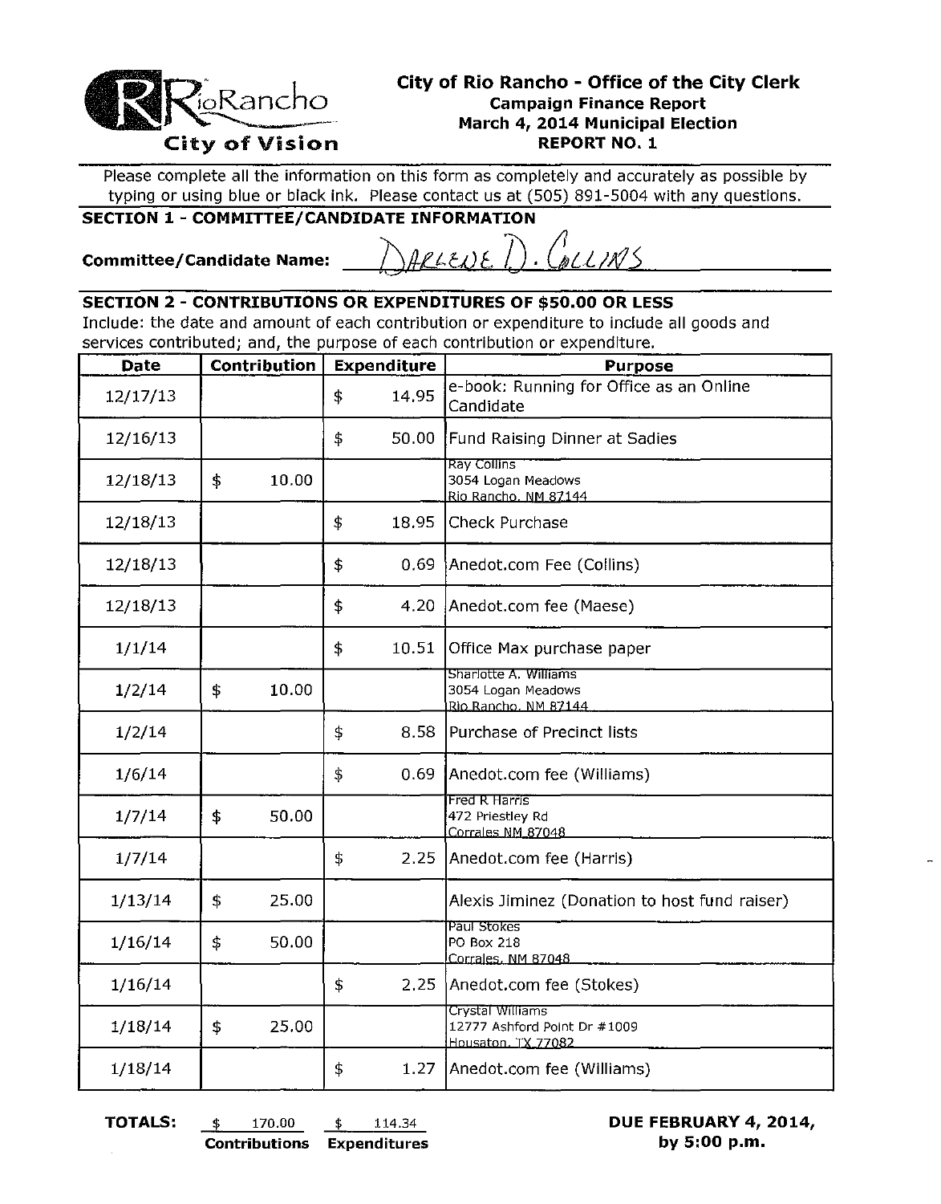RioRancho
**City of Vision**

# City of Rio Rancho - Office of the City Clerk

**Campaign Finance Report**
**March 4, 2014 Municipal Election**
**REPORT NO. 1**

Please complete all the information on this form as completely and accurately as possible by typing or using blue or black ink. Please contact us at (505) 891-5004 with any questions.

## SECTION 1 - COMMITTEE/CANDIDATE INFORMATION

**Committee/Candidate Name:** DARLENE D. COLLINS

## SECTION 2 - CONTRIBUTIONS OR EXPENDITURES OF $50.00 OR LESS

Include: the date and amount of each contribution or expenditure to include all goods and services contributed; and, the purpose of each contribution or expenditure.

| Date | Contribution | Expenditure | Purpose |
|---|---|---|---|
| 12/17/13 | | $ 14.95 | e-book: Running for Office as an Online Candidate |
| 12/16/13 | | $ 50.00 | Fund Raising Dinner at Sadies |
| 12/18/13 | $ 10.00 | | Ray Collins<br>3054 Logan Meadows<br>Rio Rancho, NM 87144 |
| 12/18/13 | | $ 18.95 | Check Purchase |
| 12/18/13 | | $ 0.69 | Anedot.com Fee (Collins) |
| 12/18/13 | | $ 4.20 | Anedot.com fee (Maese) |
| 1/1/14 | | $ 10.51 | Office Max purchase paper |
| 1/2/14 | $ 10.00 | | Sharlotte A. Williams<br>3054 Logan Meadows<br>Rio Rancho, NM 87144 |
| 1/2/14 | | $ 8.58 | Purchase of Precinct lists |
| 1/6/14 | | $ 0.69 | Anedot.com fee (Williams) |
| 1/7/14 | $ 50.00 | | Fred R Harris<br>472 Priestley Rd<br>Corrales NM 87048 |
| 1/7/14 | | $ 2.25 | Anedot.com fee (Harris) |
| 1/13/14 | $ 25.00 | | Alexis Jiminez (Donation to host fund raiser) |
| 1/16/14 | $ 50.00 | | Paul Stokes<br>PO Box 218<br>Corrales, NM 87048 |
| 1/16/14 | | $ 2.25 | Anedot.com fee (Stokes) |
| 1/18/14 | $ 25.00 | | Crystal Williams<br>12777 Ashford Point Dr #1009<br>Housaton, TX 77082 |
| 1/18/14 | | $ 1.27 | Anedot.com fee (Williams) |

**TOTALS:** $ 170.00 **Contributions** $ 114.34 **Expenditures**

**DUE FEBRUARY 4, 2014, by 5:00 p.m.**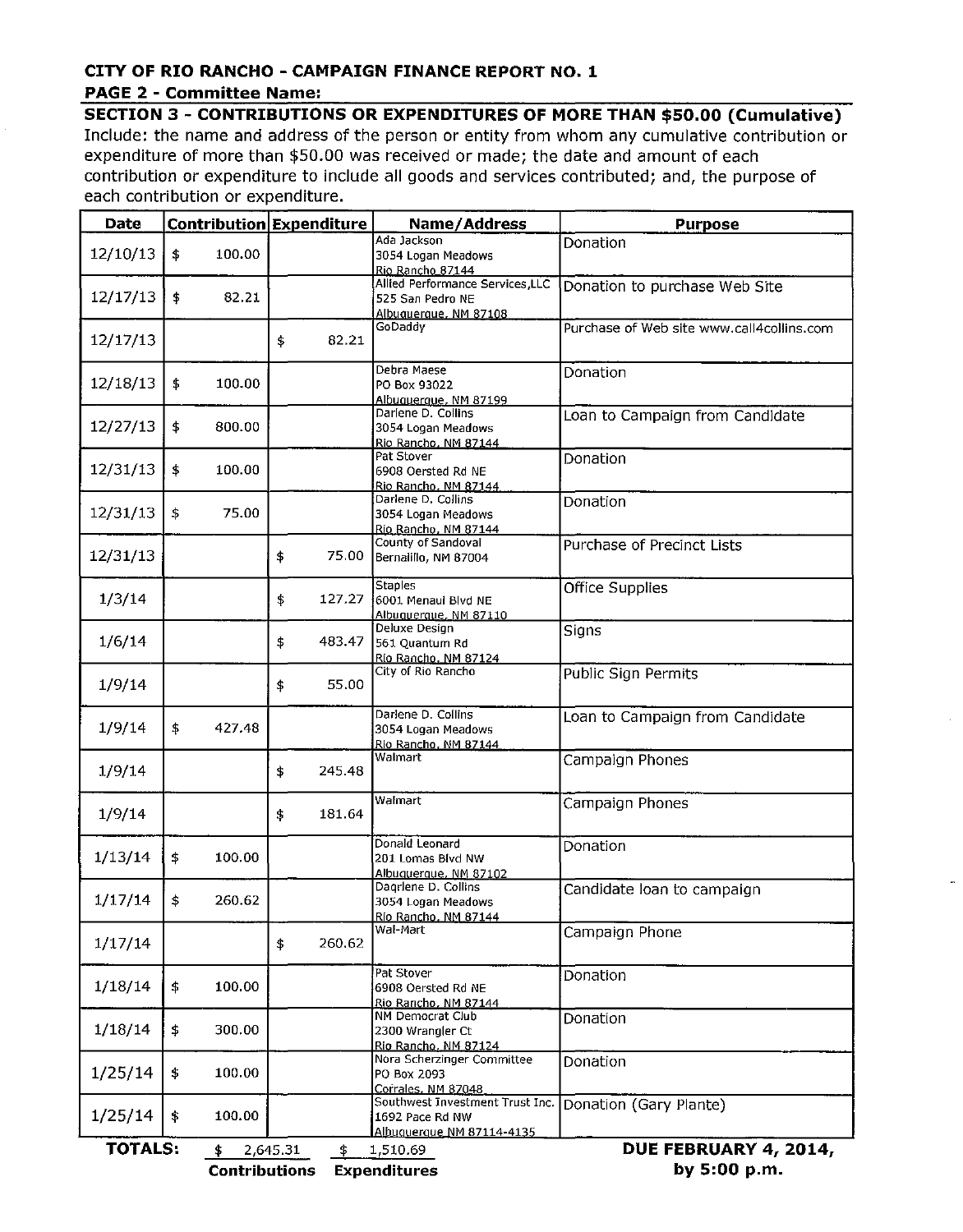**CITY OF RIO RANCHO - CAMPAIGN FINANCE REPORT NO. 1**

**PAGE 2 - Committee Name:**

## SECTION 3 - CONTRIBUTIONS OR EXPENDITURES OF MORE THAN $50.00 (Cumulative)

Include: the name and address of the person or entity from whom any cumulative contribution or expenditure of more than $50.00 was received or made; the date and amount of each contribution or expenditure to include all goods and services contributed; and, the purpose of each contribution or expenditure.

| Date | Contribution | Expenditure | Name/Address | Purpose |
|---|---|---|---|---|
| 12/10/13 | $ 100.00 | | Ada Jackson<br>3054 Logan Meadows<br>Rio Rancho 87144 | Donation |
| 12/17/13 | $ 82.21 | | Allied Performance Services,LLC<br>525 San Pedro NE<br>Albuquerque, NM 87108 | Donation to purchase Web Site |
| 12/17/13 | | $ 82.21 | GoDaddy | Purchase of Web site www.call4collins.com |
| 12/18/13 | $ 100.00 | | Debra Maese<br>PO Box 93022<br>Albuquerque, NM 87199 | Donation |
| 12/27/13 | $ 800.00 | | Darlene D. Collins<br>3054 Logan Meadows<br>Rio Rancho, NM 87144 | Loan to Campaign from Candidate |
| 12/31/13 | $ 100.00 | | Pat Stover<br>6908 Oersted Rd NE<br>Rio Rancho, NM 87144 | Donation |
| 12/31/13 | $ 75.00 | | Darlene D. Collins<br>3054 Logan Meadows<br>Rio Rancho, NM 87144 | Donation |
| 12/31/13 | | $ 75.00 | County of Sandoval<br>Bernalillo, NM 87004 | Purchase of Precinct Lists |
| 1/3/14 | | $ 127.27 | Staples<br>6001 Menaul Blvd NE<br>Albuquerque, NM 87110 | Office Supplies |
| 1/6/14 | | $ 483.47 | Deluxe Design<br>561 Quantum Rd<br>Rio Rancho, NM 87124 | Signs |
| 1/9/14 | | $ 55.00 | City of Rio Rancho | Public Sign Permits |
| 1/9/14 | $ 427.48 | | Darlene D. Collins<br>3054 Logan Meadows<br>Rio Rancho, NM 87144 | Loan to Campaign from Candidate |
| 1/9/14 | | $ 245.48 | Walmart | Campaign Phones |
| 1/9/14 | | $ 181.64 | Walmart | Campaign Phones |
| 1/13/14 | $ 100.00 | | Donald Leonard<br>201 Lomas Blvd NW<br>Albuquerque, NM 87102 | Donation |
| 1/17/14 | $ 260.62 | | Daqrlene D. Collins<br>3054 Logan Meadows<br>Rio Rancho, NM 87144 | Candidate loan to campaign |
| 1/17/14 | | $ 260.62 | Wal-Mart | Campaign Phone |
| 1/18/14 | $ 100.00 | | Pat Stover<br>6908 Oersted Rd NE<br>Rio Rancho, NM 87144 | Donation |
| 1/18/14 | $ 300.00 | | NM Democrat Club<br>2300 Wrangler Ct<br>Rio Rancho, NM 87124 | Donation |
| 1/25/14 | $ 100.00 | | Nora Scherzinger Committee<br>PO Box 2093<br>Corrales, NM 87048 | Donation |
| 1/25/14 | $ 100.00 | | Southwest Investment Trust Inc.<br>1692 Pace Rd NW<br>Albuquerque NM 87114-4135 | Donation (Gary Plante) |
| **TOTALS:** | $ 2,645.31<br>**Contributions** | $ 1,510.69<br>**Expenditures** | | **DUE FEBRUARY 4, 2014, by 5:00 p.m.** |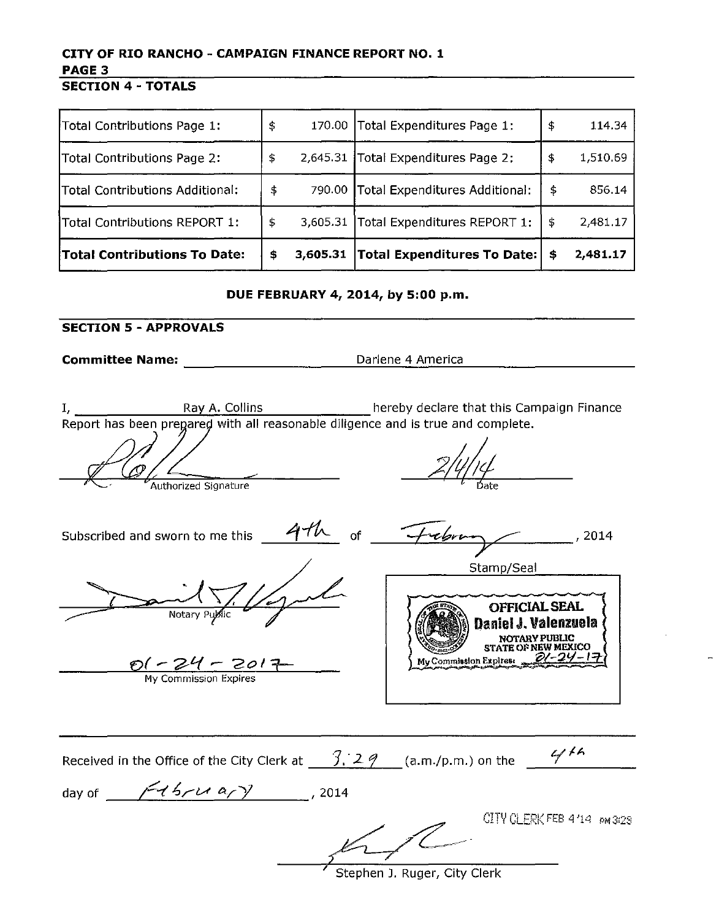**CITY OF RIO RANCHO - CAMPAIGN FINANCE REPORT NO. 1**

**PAGE 3**

## SECTION 4 - TOTALS

| | | | |
|---|---|---|---|
| Total Contributions Page 1: | $ 170.00 | Total Expenditures Page 1: | $ 114.34 |
| Total Contributions Page 2: | $ 2,645.31 | Total Expenditures Page 2: | $ 1,510.69 |
| Total Contributions Additional: | $ 790.00 | Total Expenditures Additional: | $ 856.14 |
| Total Contributions REPORT 1: | $ 3,605.31 | Total Expenditures REPORT 1: | $ 2,481.17 |
| **Total Contributions To Date:** | **$ 3,605.31** | **Total Expenditures To Date:** | **$ 2,481.17** |

**DUE FEBRUARY 4, 2014, by 5:00 p.m.**

## SECTION 5 - APPROVALS

**Committee Name:** Darlene 4 America

I, Ray A. Collins hereby declare that this Campaign Finance Report has been prepared with all reasonable diligence and is true and complete.

[Signature] Authorized Signature

2/4/14 Date

Subscribed and sworn to me this 4th of February, 2014

[Signature] Notary Public

01-24-2017 My Commission Expires

Stamp/Seal

OFFICIAL SEAL
Daniel J. Valenzuela
NOTARY PUBLIC
STATE OF NEW MEXICO
My Commission Expires: 01-24-17

Received in the Office of the City Clerk at 3:29 (a.m./p.m.) on the 4th day of February, 2014

CITY CLERK FEB 4 '14 PM 3:29

[Signature]

Stephen J. Ruger, City Clerk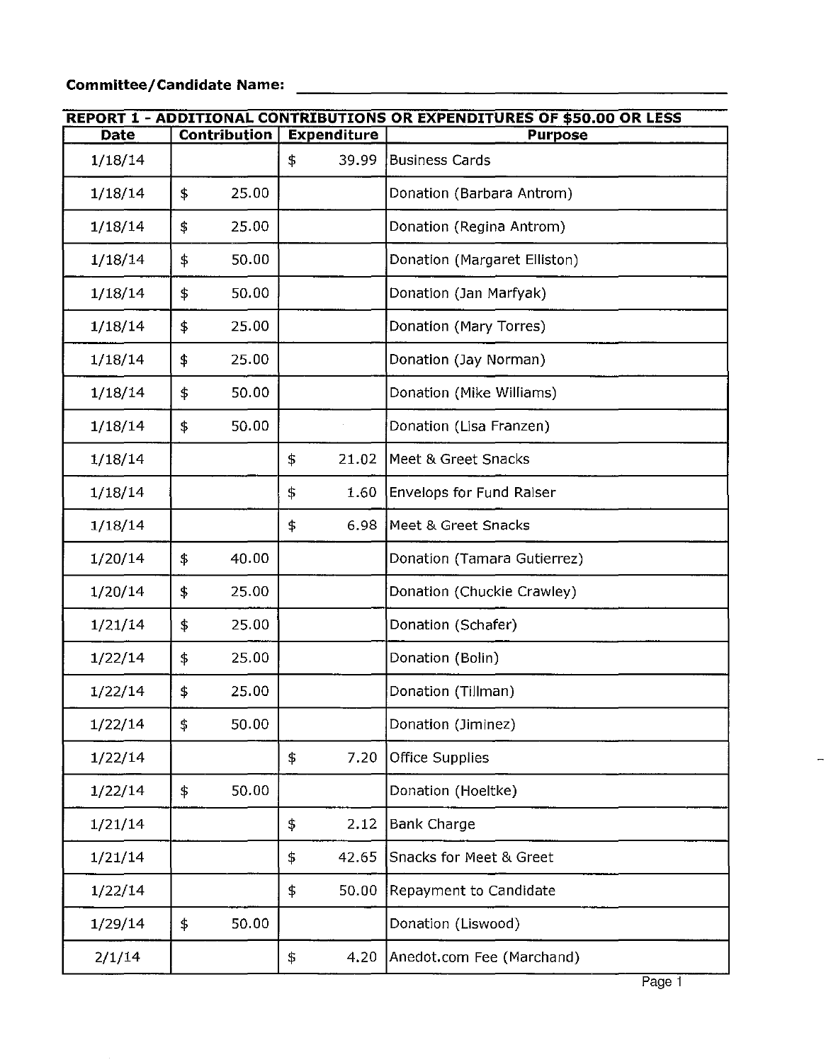**Committee/Candidate Name:** ____________________

**REPORT 1 - ADDITIONAL CONTRIBUTIONS OR EXPENDITURES OF $50.00 OR LESS**

| Date | Contribution | Expenditure | Purpose |
|---|---|---|---|
| 1/18/14 | | $ 39.99 | Business Cards |
| 1/18/14 | $ 25.00 | | Donation (Barbara Antrom) |
| 1/18/14 | $ 25.00 | | Donation (Regina Antrom) |
| 1/18/14 | $ 50.00 | | Donation (Margaret Elliston) |
| 1/18/14 | $ 50.00 | | Donation (Jan Marfyak) |
| 1/18/14 | $ 25.00 | | Donation (Mary Torres) |
| 1/18/14 | $ 25.00 | | Donation (Jay Norman) |
| 1/18/14 | $ 50.00 | | Donation (Mike Williams) |
| 1/18/14 | $ 50.00 | | Donation (Lisa Franzen) |
| 1/18/14 | | $ 21.02 | Meet & Greet Snacks |
| 1/18/14 | | $ 1.60 | Envelops for Fund Raiser |
| 1/18/14 | | $ 6.98 | Meet & Greet Snacks |
| 1/20/14 | $ 40.00 | | Donation (Tamara Gutierrez) |
| 1/20/14 | $ 25.00 | | Donation (Chuckie Crawley) |
| 1/21/14 | $ 25.00 | | Donation (Schafer) |
| 1/22/14 | $ 25.00 | | Donation (Bolin) |
| 1/22/14 | $ 25.00 | | Donation (Tillman) |
| 1/22/14 | $ 50.00 | | Donation (Jiminez) |
| 1/22/14 | | $ 7.20 | Office Supplies |
| 1/22/14 | $ 50.00 | | Donation (Hoeltke) |
| 1/21/14 | | $ 2.12 | Bank Charge |
| 1/21/14 | | $ 42.65 | Snacks for Meet & Greet |
| 1/22/14 | | $ 50.00 | Repayment to Candidate |
| 1/29/14 | $ 50.00 | | Donation (Liswood) |
| 2/1/14 | | $ 4.20 | Anedot.com Fee (Marchand) |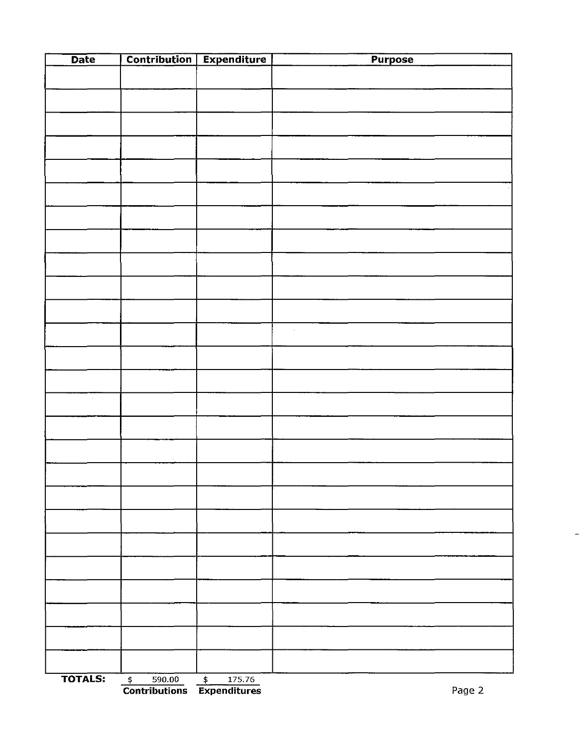| Date | Contribution | Expenditure | Purpose |
|---|---|---|---|
| | | | |
| | | | |
| | | | |
| | | | |
| | | | |
| | | | |
| | | | |
| | | | |
| | | | |
| | | | |
| | | | |
| | | | |
| | | | |
| | | | |
| | | | |
| | | | |
| | | | |
| | | | |
| | | | |
| | | | |
| | | | |
| | | | |
| | | | |
| | | | |
| | | | |
| | | | |
| **TOTALS:** | $ 590.00 | $ 175.76 | |
| | **Contributions** | **Expenditures** | |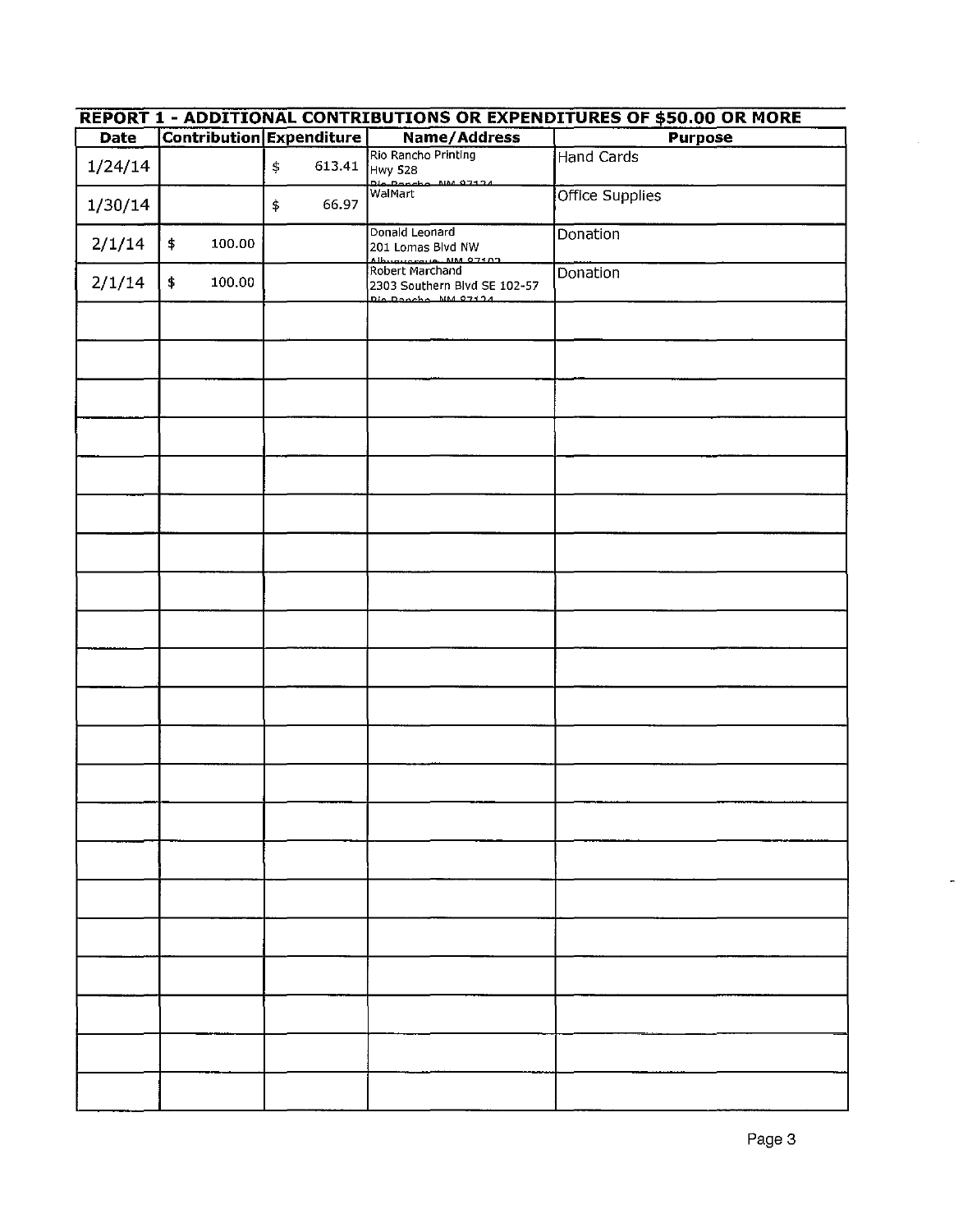## REPORT 1 - ADDITIONAL CONTRIBUTIONS OR EXPENDITURES OF $50.00 OR MORE

| Date | Contribution | Expenditure | Name/Address | Purpose |
|---|---|---|---|---|
| 1/24/14 | | $ 613.41 | Rio Rancho Printing<br>Hwy 528<br>Rio Rancho, NM 87124 | Hand Cards |
| 1/30/14 | | $ 66.97 | WalMart | Office Supplies |
| 2/1/14 | $ 100.00 | | Donald Leonard<br>201 Lomas Blvd NW<br>Albuquerque, NM 87102 | Donation |
| 2/1/14 | $ 100.00 | | Robert Marchand<br>2303 Southern Blvd SE 102-57<br>Rio Rancho, NM 87124 | Donation |
| | | | | |
| | | | | |
| | | | | |
| | | | | |
| | | | | |
| | | | | |
| | | | | |
| | | | | |
| | | | | |
| | | | | |
| | | | | |
| | | | | |
| | | | | |
| | | | | |
| | | | | |
| | | | | |
| | | | | |
| | | | | |
| | | | | |
| | | | | |
| | | | | |
| | | | | |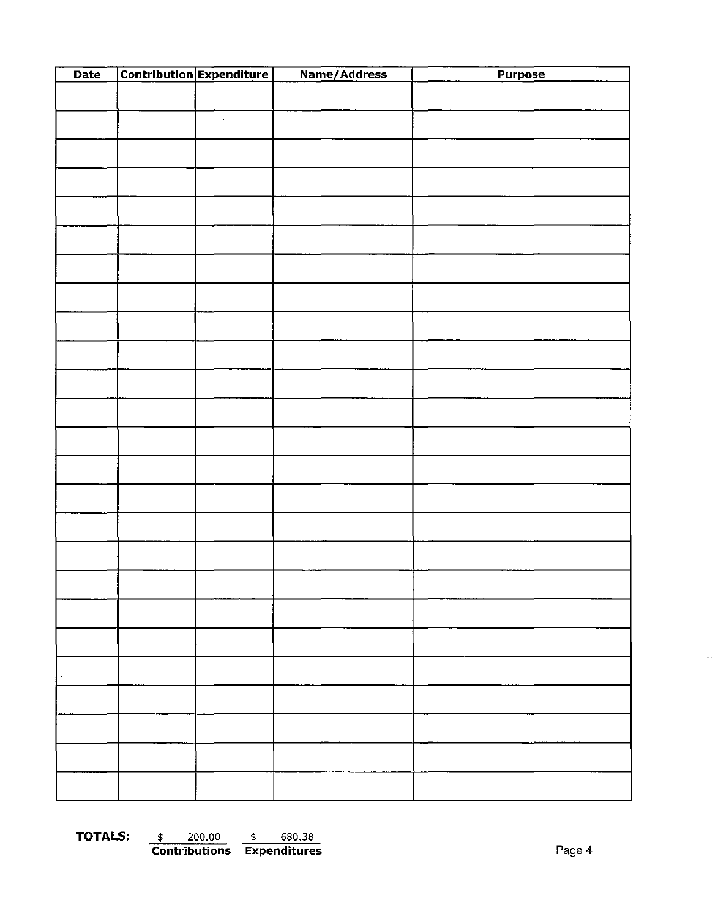| Date | Contribution | Expenditure | Name/Address | Purpose |
| --- | --- | --- | --- | --- |
| | | | | |
| | | | | |
| | | | | |
| | | | | |
| | | | | |
| | | | | |
| | | | | |
| | | | | |
| | | | | |
| | | | | |
| | | | | |
| | | | | |
| | | | | |
| | | | | |
| | | | | |
| | | | | |
| | | | | |
| | | | | |
| | | | | |
| | | | | |
| | | | | |
| | | | | |
| | | | | |
| | | | | |
| | | | | |

**TOTALS:** $ 200.00 **Contributions** $ 680.38 **Expenditures**